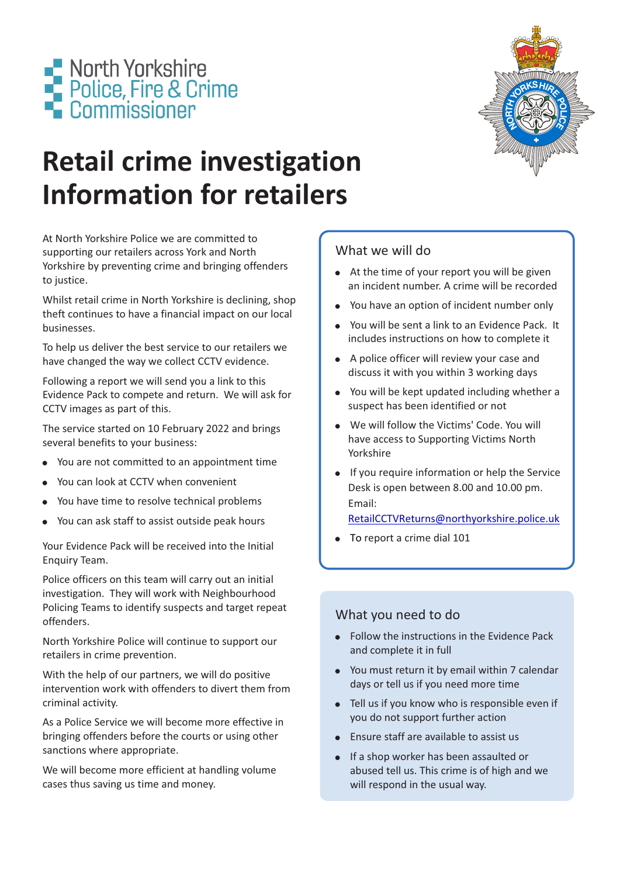North Yorkshire
Police, Fire & Crime
Commissioner

# Retail crime investigation Information for retailers

At North Yorkshire Police we are committed to supporting our retailers across York and North Yorkshire by preventing crime and bringing offenders to justice.

Whilst retail crime in North Yorkshire is declining, shop theft continues to have a financial impact on our local businesses.

To help us deliver the best service to our retailers we have changed the way we collect CCTV evidence.

Following a report we will send you a link to this Evidence Pack to compete and return. We will ask for CCTV images as part of this.

The service started on 10 February 2022 and brings several benefits to your business:

- You are not committed to an appointment time
- You can look at CCTV when convenient
- You have time to resolve technical problems
- You can ask staff to assist outside peak hours

Your Evidence Pack will be received into the Initial Enquiry Team.

Police officers on this team will carry out an initial investigation. They will work with Neighbourhood Policing Teams to identify suspects and target repeat offenders.

North Yorkshire Police will continue to support our retailers in crime prevention.

With the help of our partners, we will do positive intervention work with offenders to divert them from criminal activity.

As a Police Service we will become more effective in bringing offenders before the courts or using other sanctions where appropriate.

We will become more efficient at handling volume cases thus saving us time and money.

## What we will do

- At the time of your report you will be given an incident number. A crime will be recorded
- You have an option of incident number only
- You will be sent a link to an Evidence Pack. It includes instructions on how to complete it
- A police officer will review your case and discuss it with you within 3 working days
- You will be kept updated including whether a suspect has been identified or not
- We will follow the Victims' Code. You will have access to Supporting Victims North Yorkshire
- If you require information or help the Service Desk is open between 8.00 and 10.00 pm. Email: RetailCCTVReturns@northyorkshire.police.uk
- To report a crime dial 101

## What you need to do

- Follow the instructions in the Evidence Pack and complete it in full
- You must return it by email within 7 calendar days or tell us if you need more time
- Tell us if you know who is responsible even if you do not support further action
- Ensure staff are available to assist us
- If a shop worker has been assaulted or abused tell us. This crime is of high and we will respond in the usual way.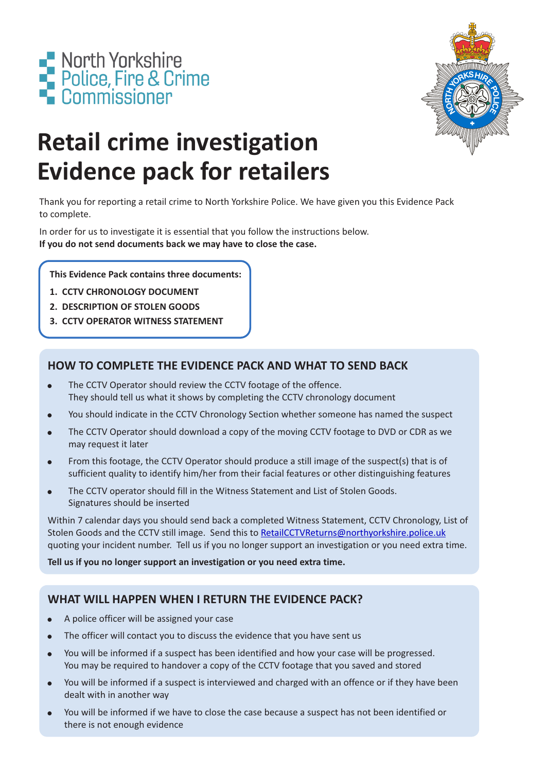North Yorkshire Police, Fire & Crime Commissioner

# Retail crime investigation Evidence pack for retailers

Thank you for reporting a retail crime to North Yorkshire Police. We have given you this Evidence Pack to complete.

In order for us to investigate it is essential that you follow the instructions below.
**If you do not send documents back we may have to close the case.**

**This Evidence Pack contains three documents:**

1. **CCTV CHRONOLOGY DOCUMENT**
2. **DESCRIPTION OF STOLEN GOODS**
3. **CCTV OPERATOR WITNESS STATEMENT**

## HOW TO COMPLETE THE EVIDENCE PACK AND WHAT TO SEND BACK

- The CCTV Operator should review the CCTV footage of the offence. They should tell us what it shows by completing the CCTV chronology document
- You should indicate in the CCTV Chronology Section whether someone has named the suspect
- The CCTV Operator should download a copy of the moving CCTV footage to DVD or CDR as we may request it later
- From this footage, the CCTV Operator should produce a still image of the suspect(s) that is of sufficient quality to identify him/her from their facial features or other distinguishing features
- The CCTV operator should fill in the Witness Statement and List of Stolen Goods. Signatures should be inserted

Within 7 calendar days you should send back a completed Witness Statement, CCTV Chronology, List of Stolen Goods and the CCTV still image. Send this to RetailCCTVReturns@northyorkshire.police.uk quoting your incident number. Tell us if you no longer support an investigation or you need extra time.

**Tell us if you no longer support an investigation or you need extra time.**

## WHAT WILL HAPPEN WHEN I RETURN THE EVIDENCE PACK?

- A police officer will be assigned your case
- The officer will contact you to discuss the evidence that you have sent us
- You will be informed if a suspect has been identified and how your case will be progressed. You may be required to handover a copy of the CCTV footage that you saved and stored
- You will be informed if a suspect is interviewed and charged with an offence or if they have been dealt with in another way
- You will be informed if we have to close the case because a suspect has not been identified or there is not enough evidence